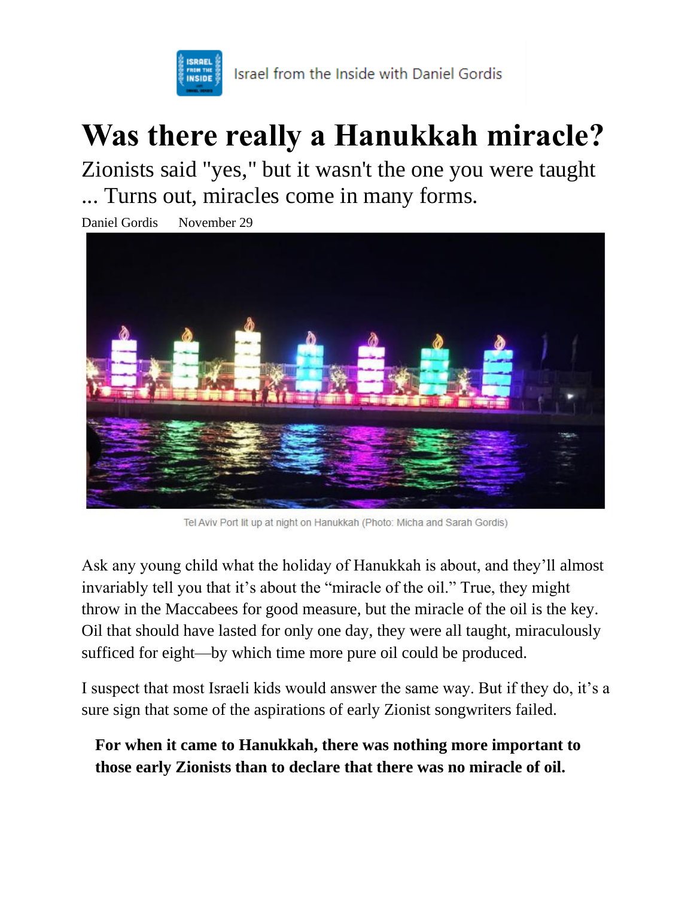Israel from the Inside with Daniel Gordis

# Was there really a Hanukkah miracle?

Zionists said "yes," but it wasn't the one you were taught ... Turns out, miracles come in many forms.

Daniel Gordis November 29

Tel Aviv Port lit up at night on Hanukkah (Photo: Micha and Sarah Gordis)

Ask any young child what the holiday of Hanukkah is about, and they'll almost invariably tell you that it's about the "miracle of the oil." True, they might throw in the Maccabees for good measure, but the miracle of the oil is the key. Oil that should have lasted for only one day, they were all taught, miraculously sufficed for eight—by which time more pure oil could be produced.

I suspect that most Israeli kids would answer the same way. But if they do, it's a sure sign that some of the aspirations of early Zionist songwriters failed.

> **For when it came to Hanukkah, there was nothing more important to those early Zionists than to declare that there was no miracle of oil.**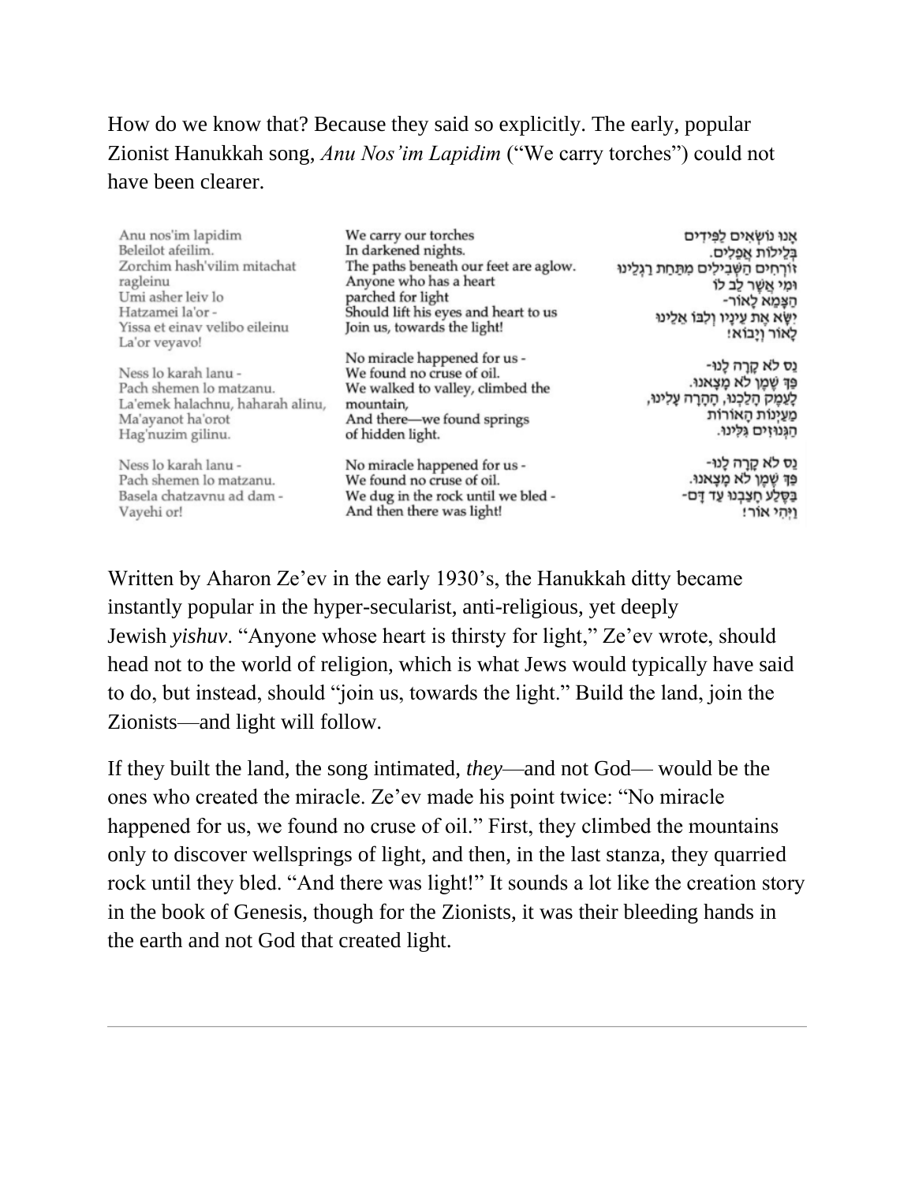How do we know that? Because they said so explicitly. The early, popular Zionist Hanukkah song, *Anu Nos'im Lapidim* ("We carry torches") could not have been clearer.

| | | |
|---|---|---|
| Anu nos'im lapidim<br>Beleilot afeilim.<br>Zorchim hash'vilim mitachat ragleinu<br>Umi asher leiv lo<br>Hatzamei la'or -<br>Yissa et einav velibo eileinu<br>La'or veyavo! | We carry our torches<br>In darkened nights.<br>The paths beneath our feet are aglow.<br>Anyone who has a heart<br>parched for light<br>Should lift his eyes and heart to us<br>Join us, towards the light! | אָנוּ נוֹשְׂאִים לַפִּידִים<br>בְּלֵילוֹת אֲפֵלִים.<br>זוֹרְחִים הַשְּׁבִילִים מִתַּחַת רַגְלֵינוּ<br>וּמִי אֲשֶׁר לֵב לוֹ<br>הַצָּמֵא לָאוֹר-<br>יִשָּׂא אֶת עֵינָיו וְלִבּוֹ אֵלֵינוּ<br>לָאוֹר וְיָבוֹא! |
| Ness lo karah lanu -<br>Pach shemen lo matzanu.<br>La'emek halachnu, haharah alinu,<br>Ma'ayanot ha'orot<br>Hag'nuzim gilinu. | No miracle happened for us -<br>We found no cruse of oil.<br>We walked to valley, climbed the mountain,<br>And there—we found springs<br>of hidden light. | נֵס לֹא קָרָה לָנוּ-<br>פַּךְ שֶׁמֶן לֹא מָצָאנוּ.<br>לָעֵמֶק הָלַכְנוּ, הָהָרָה עָלִינוּ,<br>מַעְיְנוֹת הָאוֹרוֹת<br>הַגְּנוּזִים גִּלִּינוּ. |
| Ness lo karah lanu -<br>Pach shemen lo matzanu.<br>Basela chatzavnu ad dam -<br>Vayehi or! | No miracle happened for us -<br>We found no cruse of oil.<br>We dug in the rock until we bled -<br>And then there was light! | נֵס לֹא קָרָה לָנוּ-<br>פַּךְ שֶׁמֶן לֹא מָצָאנוּ.<br>בַּסֶּלַע חָצַבְנוּ עַד דָּם-<br>וַיְהִי אוֹר! |

Written by Aharon Ze'ev in the early 1930's, the Hanukkah ditty became instantly popular in the hyper-secularist, anti-religious, yet deeply Jewish *yishuv*. "Anyone whose heart is thirsty for light," Ze'ev wrote, should head not to the world of religion, which is what Jews would typically have said to do, but instead, should "join us, towards the light." Build the land, join the Zionists—and light will follow.

If they built the land, the song intimated, *they*—and not God— would be the ones who created the miracle. Ze'ev made his point twice: "No miracle happened for us, we found no cruse of oil." First, they climbed the mountains only to discover wellsprings of light, and then, in the last stanza, they quarried rock until they bled. "And there was light!" It sounds a lot like the creation story in the book of Genesis, though for the Zionists, it was their bleeding hands in the earth and not God that created light.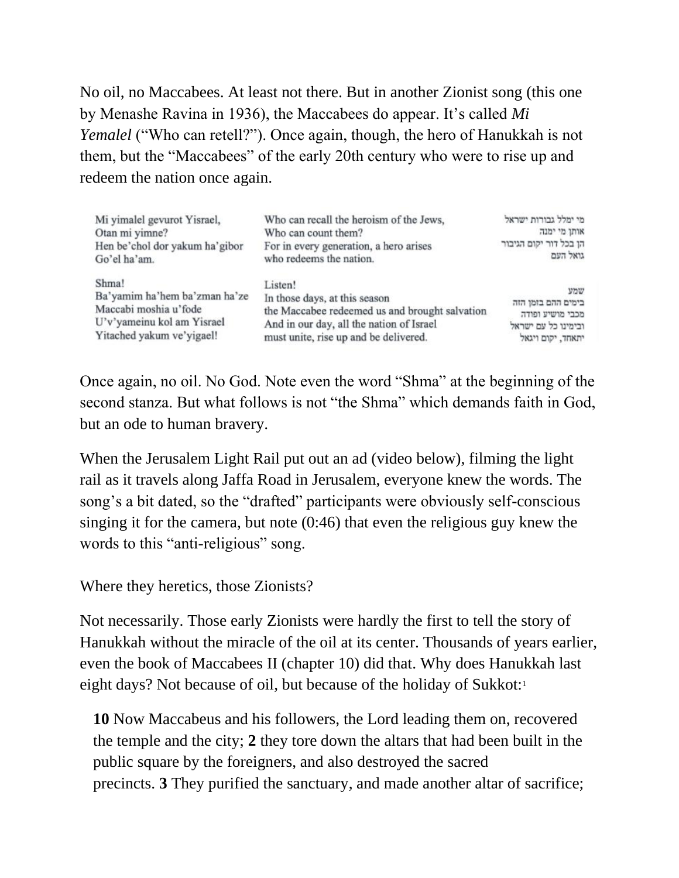No oil, no Maccabees. At least not there. But in another Zionist song (this one by Menashe Ravina in 1936), the Maccabees do appear. It's called *Mi Yemalel* ("Who can retell?"). Once again, though, the hero of Hanukkah is not them, but the "Maccabees" of the early 20th century who were to rise up and redeem the nation once again.

| | | |
|---|---|---|
| Mi yimalel gevurot Yisrael,<br>Otan mi yimne?<br>Hen be'chol dor yakum ha'gibor<br>Go'el ha'am. | Who can recall the heroism of the Jews,<br>Who can count them?<br>For in every generation, a hero arises<br>who redeems the nation. | מי ימלל גבורות ישראל<br>אותן מי ימנה<br>הן בכל דור יקום הגיבור<br>גואל העם |
| Shma!<br>Ba'yamim ha'hem ba'zman ha'ze<br>Maccabi moshia u'fode<br>U'v'yameinu kol am Yisrael<br>Yitached yakum ve'yigael! | Listen!<br>In those days, at this season<br>the Maccabee redeemed us and brought salvation<br>And in our day, all the nation of Israel<br>must unite, rise up and be delivered. | שמע<br>בימים ההם בזמן הזה<br>מכבי מושיע ופודה<br>ובימינו כל עם ישראל<br>יתאחד, יקום ויגאל |

Once again, no oil. No God. Note even the word "Shma" at the beginning of the second stanza. But what follows is not "the Shma" which demands faith in God, but an ode to human bravery.

When the Jerusalem Light Rail put out an ad (video below), filming the light rail as it travels along Jaffa Road in Jerusalem, everyone knew the words. The song's a bit dated, so the "drafted" participants were obviously self-conscious singing it for the camera, but note (0:46) that even the religious guy knew the words to this "anti-religious" song.

Where they heretics, those Zionists?

Not necessarily. Those early Zionists were hardly the first to tell the story of Hanukkah without the miracle of the oil at its center. Thousands of years earlier, even the book of Maccabees II (chapter 10) did that. Why does Hanukkah last eight days? Not because of oil, but because of the holiday of Sukkot:[1]

> **10** Now Maccabeus and his followers, the Lord leading them on, recovered the temple and the city; **2** they tore down the altars that had been built in the public square by the foreigners, and also destroyed the sacred precincts. **3** They purified the sanctuary, and made another altar of sacrifice;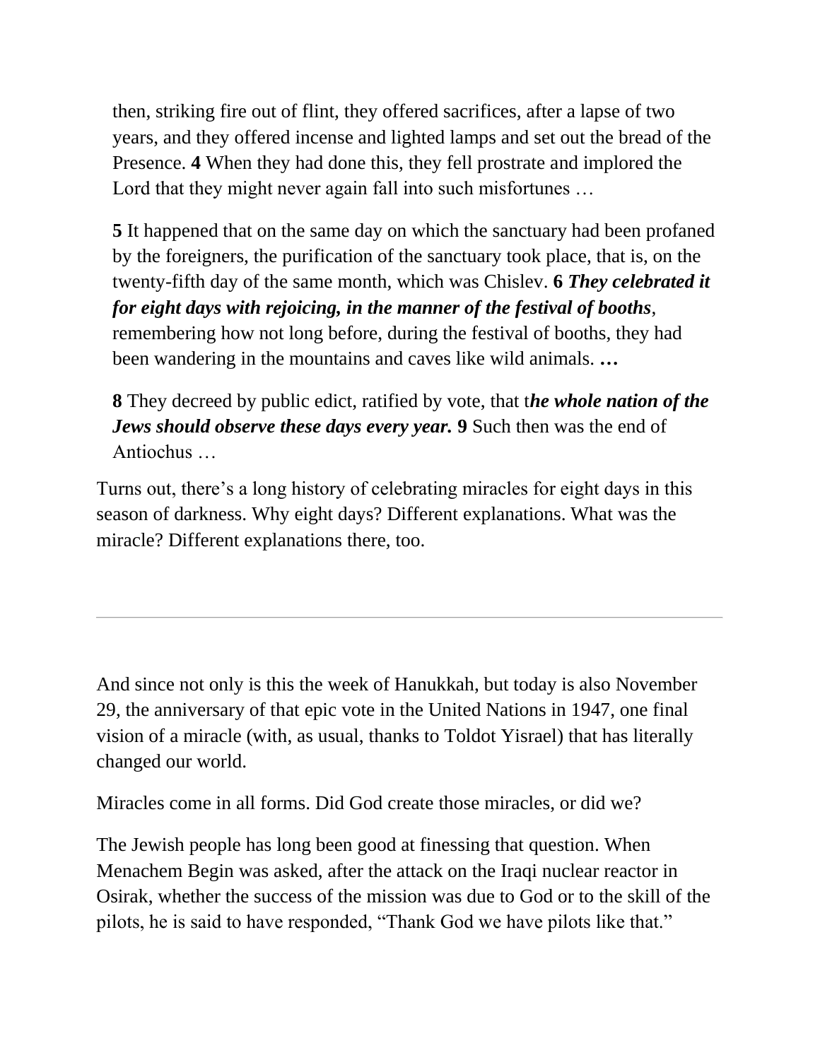> then, striking fire out of flint, they offered sacrifices, after a lapse of two years, and they offered incense and lighted lamps and set out the bread of the Presence. **4** When they had done this, they fell prostrate and implored the Lord that they might never again fall into such misfortunes …
>
> **5** It happened that on the same day on which the sanctuary had been profaned by the foreigners, the purification of the sanctuary took place, that is, on the twenty-fifth day of the same month, which was Chislev. **6** ***They celebrated it for eight days with rejoicing, in the manner of the festival of booths***, remembering how not long before, during the festival of booths, they had been wandering in the mountains and caves like wild animals. **…**
>
> **8** They decreed by public edict, ratified by vote, that t***he whole nation of the Jews should observe these days every year.*** **9** Such then was the end of Antiochus …

Turns out, there's a long history of celebrating miracles for eight days in this season of darkness. Why eight days? Different explanations. What was the miracle? Different explanations there, too.

---

And since not only is this the week of Hanukkah, but today is also November 29, the anniversary of that epic vote in the United Nations in 1947, one final vision of a miracle (with, as usual, thanks to Toldot Yisrael) that has literally changed our world.

Miracles come in all forms. Did God create those miracles, or did we?

The Jewish people has long been good at finessing that question. When Menachem Begin was asked, after the attack on the Iraqi nuclear reactor in Osirak, whether the success of the mission was due to God or to the skill of the pilots, he is said to have responded, "Thank God we have pilots like that."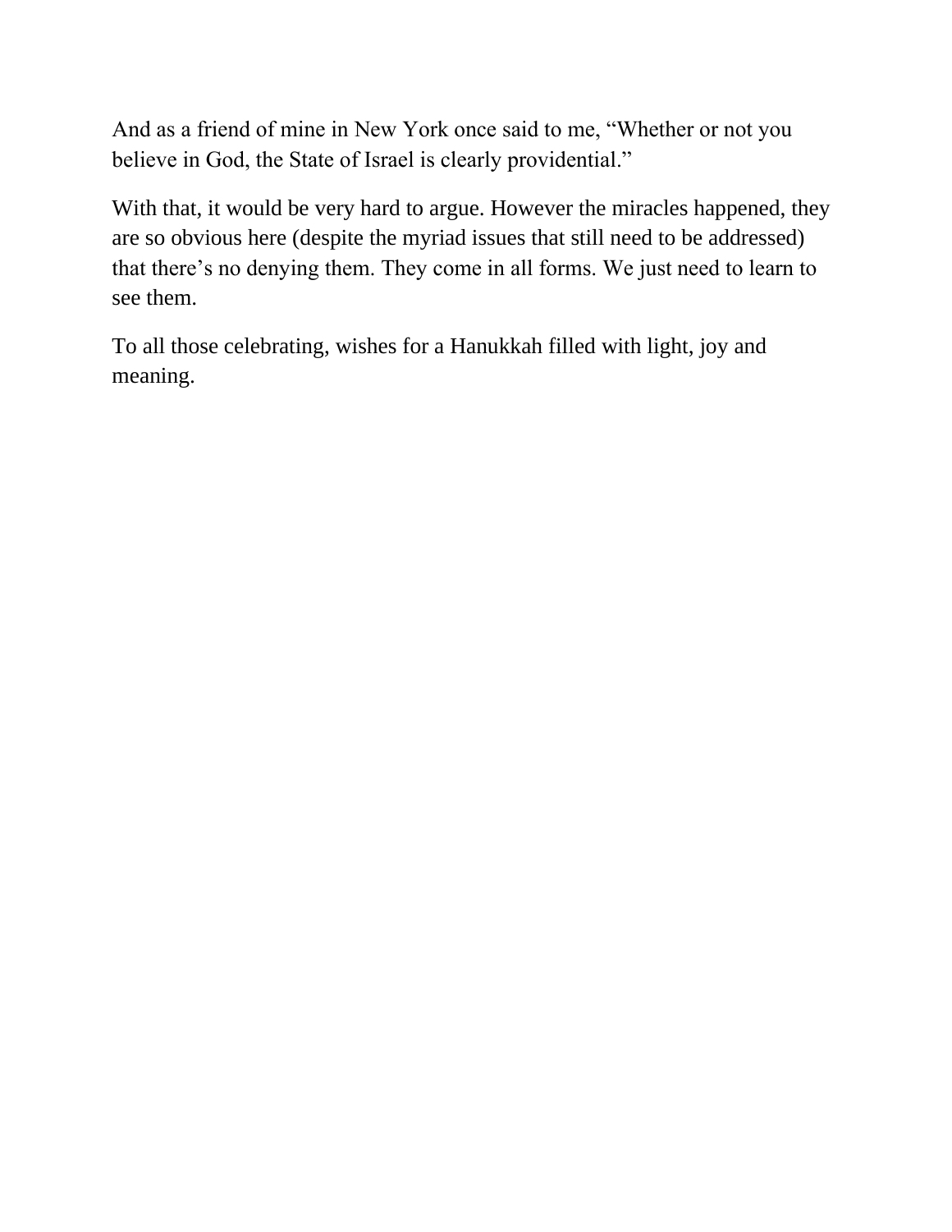And as a friend of mine in New York once said to me, “Whether or not you believe in God, the State of Israel is clearly providential.”

With that, it would be very hard to argue. However the miracles happened, they are so obvious here (despite the myriad issues that still need to be addressed) that there’s no denying them. They come in all forms. We just need to learn to see them.

To all those celebrating, wishes for a Hanukkah filled with light, joy and meaning.